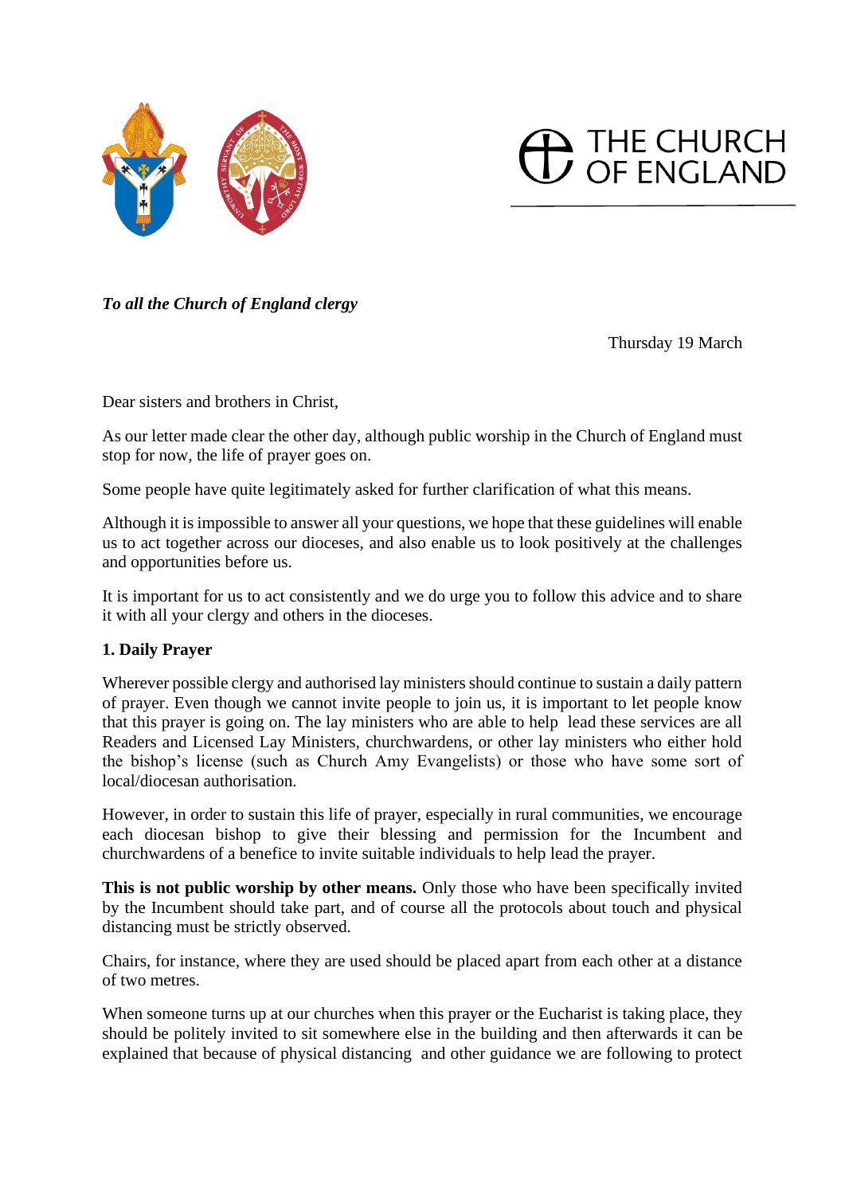THE CHURCH OF ENGLAND

***To all the Church of England clergy***

Thursday 19 March

Dear sisters and brothers in Christ,

As our letter made clear the other day, although public worship in the Church of England must stop for now, the life of prayer goes on.

Some people have quite legitimately asked for further clarification of what this means.

Although it is impossible to answer all your questions, we hope that these guidelines will enable us to act together across our dioceses, and also enable us to look positively at the challenges and opportunities before us.

It is important for us to act consistently and we do urge you to follow this advice and to share it with all your clergy and others in the dioceses.

**1. Daily Prayer**

Wherever possible clergy and authorised lay ministers should continue to sustain a daily pattern of prayer. Even though we cannot invite people to join us, it is important to let people know that this prayer is going on. The lay ministers who are able to help lead these services are all Readers and Licensed Lay Ministers, churchwardens, or other lay ministers who either hold the bishop's license (such as Church Amy Evangelists) or those who have some sort of local/diocesan authorisation.

However, in order to sustain this life of prayer, especially in rural communities, we encourage each diocesan bishop to give their blessing and permission for the Incumbent and churchwardens of a benefice to invite suitable individuals to help lead the prayer.

**This is not public worship by other means.** Only those who have been specifically invited by the Incumbent should take part, and of course all the protocols about touch and physical distancing must be strictly observed.

Chairs, for instance, where they are used should be placed apart from each other at a distance of two metres.

When someone turns up at our churches when this prayer or the Eucharist is taking place, they should be politely invited to sit somewhere else in the building and then afterwards it can be explained that because of physical distancing and other guidance we are following to protect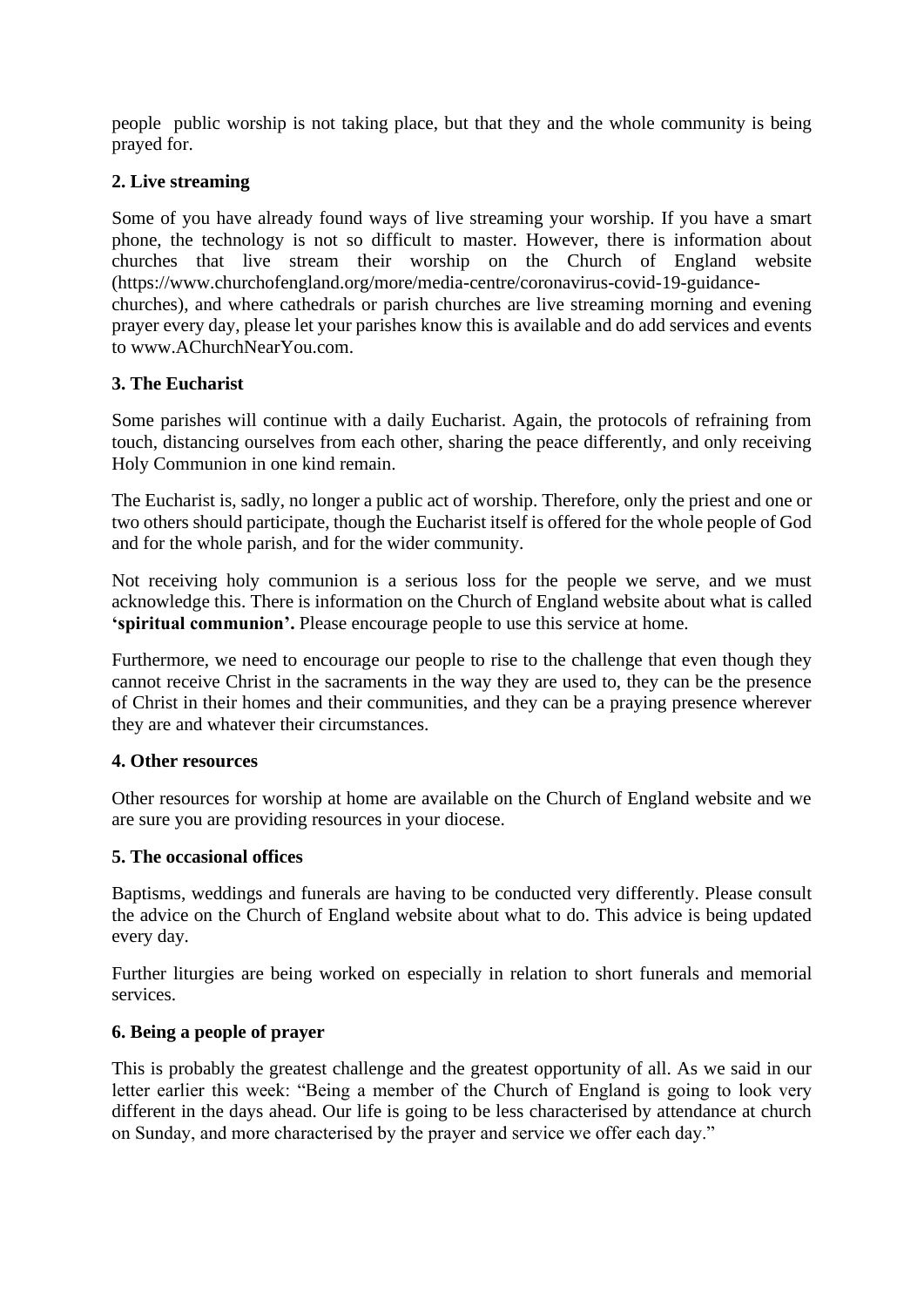people public worship is not taking place, but that they and the whole community is being prayed for.

**2. Live streaming**

Some of you have already found ways of live streaming your worship. If you have a smart phone, the technology is not so difficult to master. However, there is information about churches that live stream their worship on the Church of England website (https://www.churchofengland.org/more/media-centre/coronavirus-covid-19-guidance-churches), and where cathedrals or parish churches are live streaming morning and evening prayer every day, please let your parishes know this is available and do add services and events to www.AChurchNearYou.com.

**3. The Eucharist**

Some parishes will continue with a daily Eucharist. Again, the protocols of refraining from touch, distancing ourselves from each other, sharing the peace differently, and only receiving Holy Communion in one kind remain.

The Eucharist is, sadly, no longer a public act of worship. Therefore, only the priest and one or two others should participate, though the Eucharist itself is offered for the whole people of God and for the whole parish, and for the wider community.

Not receiving holy communion is a serious loss for the people we serve, and we must acknowledge this. There is information on the Church of England website about what is called **'spiritual communion'.** Please encourage people to use this service at home.

Furthermore, we need to encourage our people to rise to the challenge that even though they cannot receive Christ in the sacraments in the way they are used to, they can be the presence of Christ in their homes and their communities, and they can be a praying presence wherever they are and whatever their circumstances.

**4. Other resources**

Other resources for worship at home are available on the Church of England website and we are sure you are providing resources in your diocese.

**5. The occasional offices**

Baptisms, weddings and funerals are having to be conducted very differently. Please consult the advice on the Church of England website about what to do. This advice is being updated every day.

Further liturgies are being worked on especially in relation to short funerals and memorial services.

**6. Being a people of prayer**

This is probably the greatest challenge and the greatest opportunity of all. As we said in our letter earlier this week: "Being a member of the Church of England is going to look very different in the days ahead. Our life is going to be less characterised by attendance at church on Sunday, and more characterised by the prayer and service we offer each day."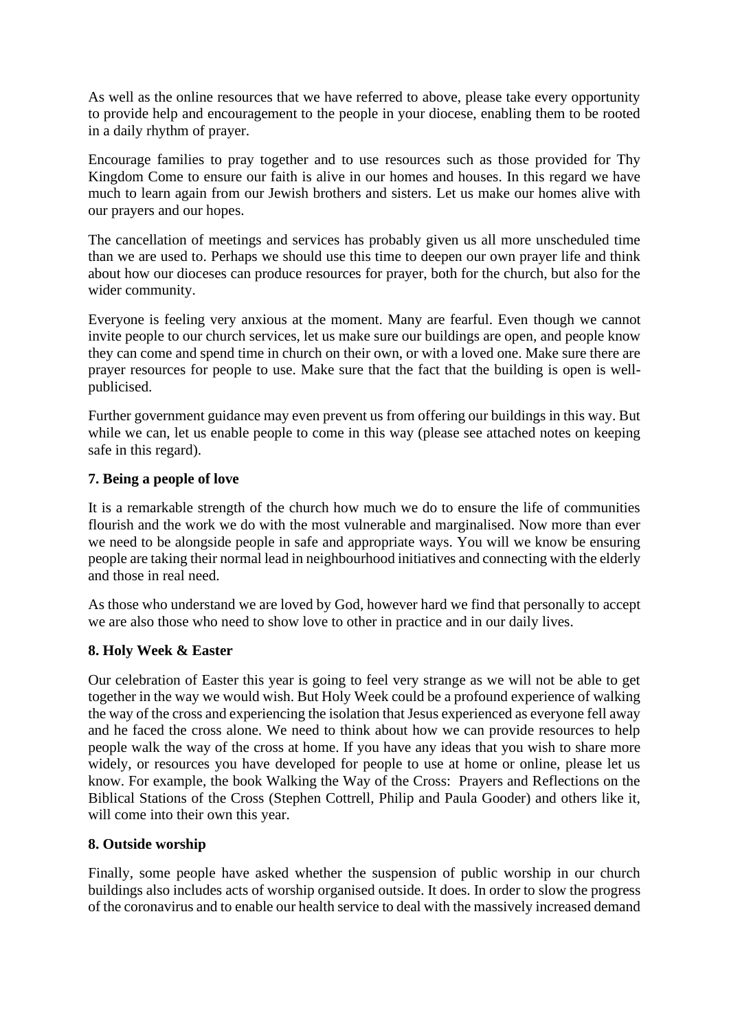As well as the online resources that we have referred to above, please take every opportunity to provide help and encouragement to the people in your diocese, enabling them to be rooted in a daily rhythm of prayer.

Encourage families to pray together and to use resources such as those provided for Thy Kingdom Come to ensure our faith is alive in our homes and houses. In this regard we have much to learn again from our Jewish brothers and sisters. Let us make our homes alive with our prayers and our hopes.

The cancellation of meetings and services has probably given us all more unscheduled time than we are used to. Perhaps we should use this time to deepen our own prayer life and think about how our dioceses can produce resources for prayer, both for the church, but also for the wider community.

Everyone is feeling very anxious at the moment. Many are fearful. Even though we cannot invite people to our church services, let us make sure our buildings are open, and people know they can come and spend time in church on their own, or with a loved one. Make sure there are prayer resources for people to use. Make sure that the fact that the building is open is well-publicised.

Further government guidance may even prevent us from offering our buildings in this way. But while we can, let us enable people to come in this way (please see attached notes on keeping safe in this regard).

**7. Being a people of love**

It is a remarkable strength of the church how much we do to ensure the life of communities flourish and the work we do with the most vulnerable and marginalised. Now more than ever we need to be alongside people in safe and appropriate ways. You will we know be ensuring people are taking their normal lead in neighbourhood initiatives and connecting with the elderly and those in real need.

As those who understand we are loved by God, however hard we find that personally to accept we are also those who need to show love to other in practice and in our daily lives.

**8. Holy Week & Easter**

Our celebration of Easter this year is going to feel very strange as we will not be able to get together in the way we would wish. But Holy Week could be a profound experience of walking the way of the cross and experiencing the isolation that Jesus experienced as everyone fell away and he faced the cross alone. We need to think about how we can provide resources to help people walk the way of the cross at home. If you have any ideas that you wish to share more widely, or resources you have developed for people to use at home or online, please let us know. For example, the book Walking the Way of the Cross: Prayers and Reflections on the Biblical Stations of the Cross (Stephen Cottrell, Philip and Paula Gooder) and others like it, will come into their own this year.

**8. Outside worship**

Finally, some people have asked whether the suspension of public worship in our church buildings also includes acts of worship organised outside. It does. In order to slow the progress of the coronavirus and to enable our health service to deal with the massively increased demand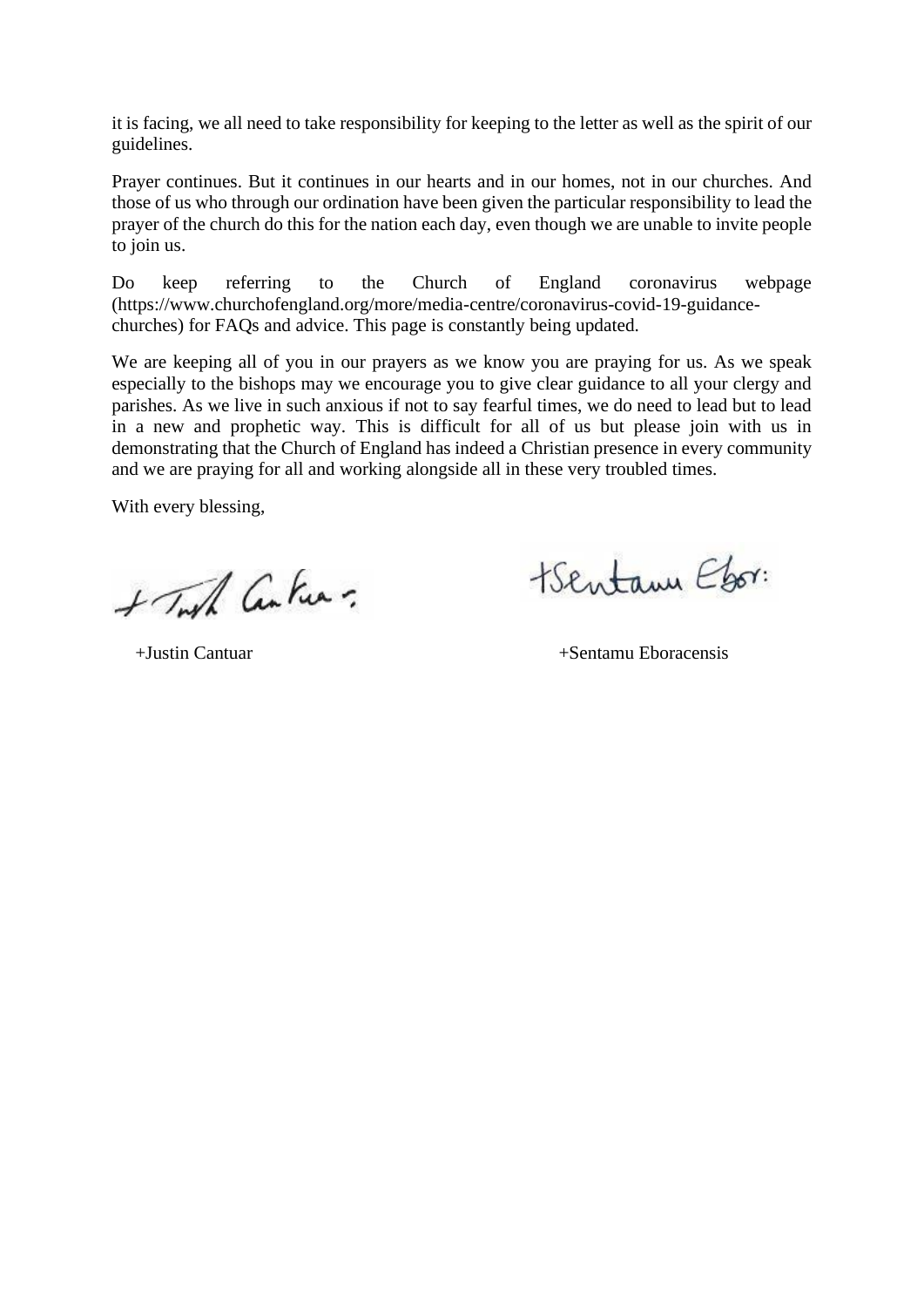it is facing, we all need to take responsibility for keeping to the letter as well as the spirit of our guidelines.

Prayer continues. But it continues in our hearts and in our homes, not in our churches. And those of us who through our ordination have been given the particular responsibility to lead the prayer of the church do this for the nation each day, even though we are unable to invite people to join us.

Do keep referring to the Church of England coronavirus webpage (https://www.churchofengland.org/more/media-centre/coronavirus-covid-19-guidance-churches) for FAQs and advice. This page is constantly being updated.

We are keeping all of you in our prayers as we know you are praying for us. As we speak especially to the bishops may we encourage you to give clear guidance to all your clergy and parishes. As we live in such anxious if not to say fearful times, we do need to lead but to lead in a new and prophetic way. This is difficult for all of us but please join with us in demonstrating that the Church of England has indeed a Christian presence in every community and we are praying for all and working alongside all in these very troubled times.

With every blessing,

+Justin Cantuar

+Sentamu Eboracensis